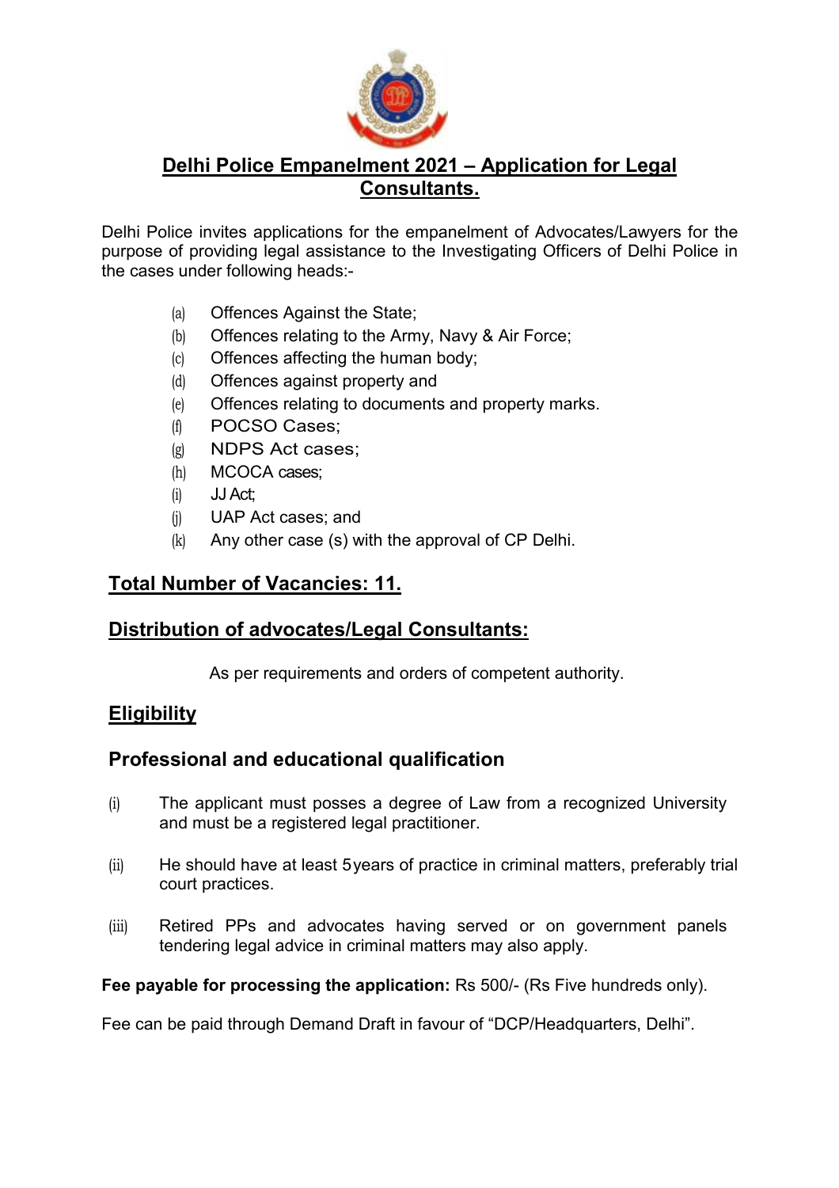# Delhi Police Empanelment 2021 – Application for Legal Consultants.

Delhi Police invites applications for the empanelment of Advocates/Lawyers for the purpose of providing legal assistance to the Investigating Officers of Delhi Police in the cases under following heads:-

(a) Offences Against the State;
(b) Offences relating to the Army, Navy & Air Force;
(c) Offences affecting the human body;
(d) Offences against property and
(e) Offences relating to documents and property marks.
(f) POCSO Cases;
(g) NDPS Act cases;
(h) MCOCA cases;
(i) JJ Act;
(j) UAP Act cases; and
(k) Any other case (s) with the approval of CP Delhi.

## Total Number of Vacancies: 11.

## Distribution of advocates/Legal Consultants:

As per requirements and orders of competent authority.

## Eligibility

### Professional and educational qualification

(i) The applicant must posses a degree of Law from a recognized University and must be a registered legal practitioner.

(ii) He should have at least 5years of practice in criminal matters, preferably trial court practices.

(iii) Retired PPs and advocates having served or on government panels tendering legal advice in criminal matters may also apply.

**Fee payable for processing the application:** Rs 500/- (Rs Five hundreds only).

Fee can be paid through Demand Draft in favour of "DCP/Headquarters, Delhi".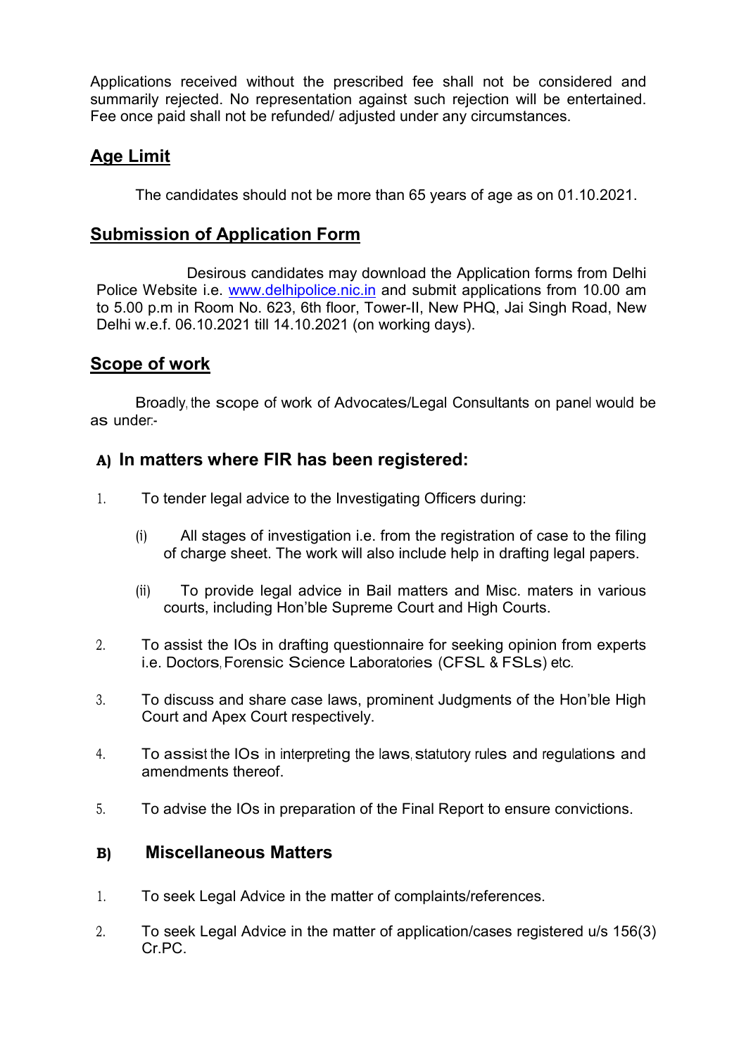Applications received without the prescribed fee shall not be considered and summarily rejected. No representation against such rejection will be entertained. Fee once paid shall not be refunded/ adjusted under any circumstances.

## Age Limit

The candidates should not be more than 65 years of age as on 01.10.2021.

## Submission of Application Form

Desirous candidates may download the Application forms from Delhi Police Website i.e. [www.delhipolice.nic.in](http://www.delhipolice.nic.in) and submit applications from 10.00 am to 5.00 p.m in Room No. 623, 6th floor, Tower-II, New PHQ, Jai Singh Road, New Delhi w.e.f. 06.10.2021 till 14.10.2021 (on working days).

## Scope of work

Broadly, the scope of work of Advocates/Legal Consultants on panel would be as under:-

### A) In matters where FIR has been registered:

1. To tender legal advice to the Investigating Officers during:

   (i) All stages of investigation i.e. from the registration of case to the filing of charge sheet. The work will also include help in drafting legal papers.

   (ii) To provide legal advice in Bail matters and Misc. maters in various courts, including Hon'ble Supreme Court and High Courts.

2. To assist the IOs in drafting questionnaire for seeking opinion from experts i.e. Doctors, Forensic Science Laboratories (CFSL & FSLs) etc.

3. To discuss and share case laws, prominent Judgments of the Hon'ble High Court and Apex Court respectively.

4. To assist the IOs in interpreting the laws, statutory rules and regulations and amendments thereof.

5. To advise the IOs in preparation of the Final Report to ensure convictions.

### B) Miscellaneous Matters

1. To seek Legal Advice in the matter of complaints/references.

2. To seek Legal Advice in the matter of application/cases registered u/s 156(3) Cr.PC.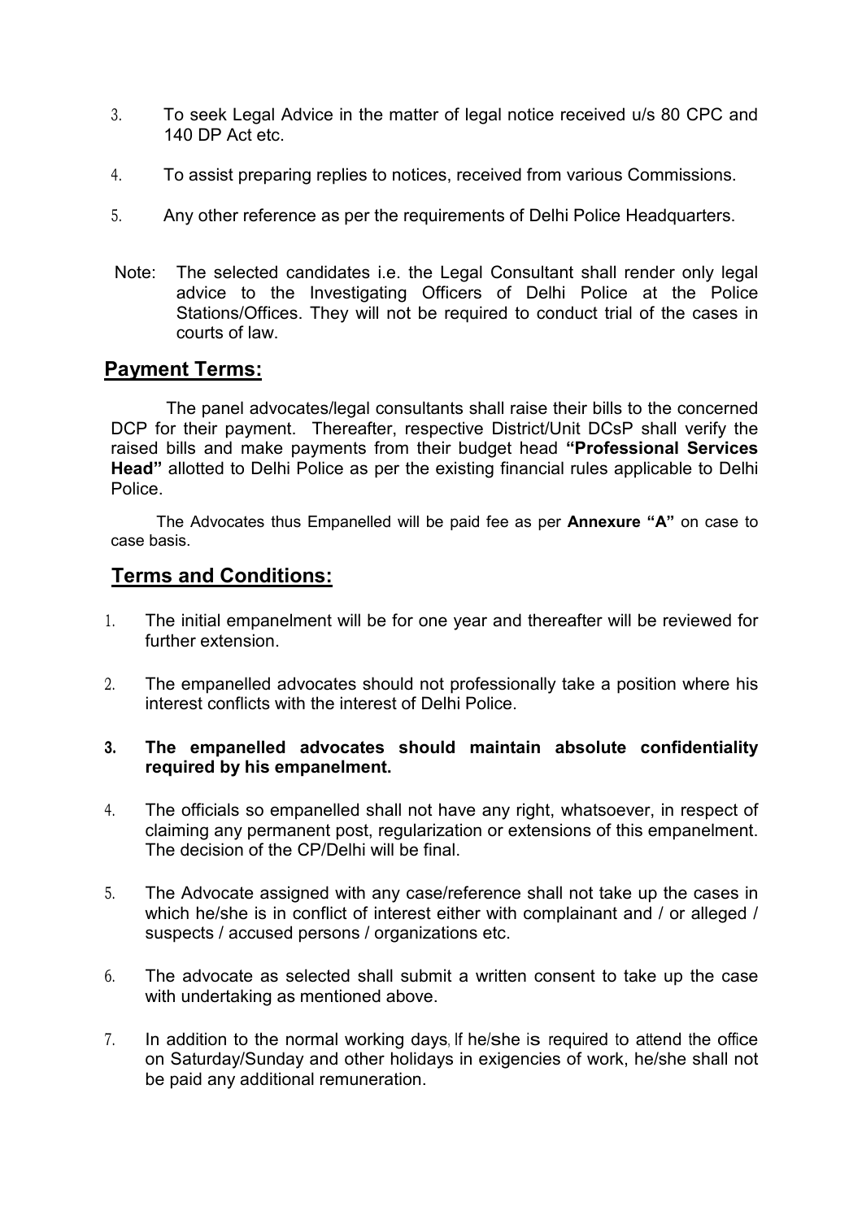3. To seek Legal Advice in the matter of legal notice received u/s 80 CPC and 140 DP Act etc.

4. To assist preparing replies to notices, received from various Commissions.

5. Any other reference as per the requirements of Delhi Police Headquarters.

Note: The selected candidates i.e. the Legal Consultant shall render only legal advice to the Investigating Officers of Delhi Police at the Police Stations/Offices. They will not be required to conduct trial of the cases in courts of law.

## Payment Terms:

The panel advocates/legal consultants shall raise their bills to the concerned DCP for their payment. Thereafter, respective District/Unit DCsP shall verify the raised bills and make payments from their budget head **"Professional Services Head"** allotted to Delhi Police as per the existing financial rules applicable to Delhi Police.

The Advocates thus Empanelled will be paid fee as per **Annexure "A"** on case to case basis.

## Terms and Conditions:

1. The initial empanelment will be for one year and thereafter will be reviewed for further extension.

2. The empanelled advocates should not professionally take a position where his interest conflicts with the interest of Delhi Police.

3. **The empanelled advocates should maintain absolute confidentiality required by his empanelment.**

4. The officials so empanelled shall not have any right, whatsoever, in respect of claiming any permanent post, regularization or extensions of this empanelment. The decision of the CP/Delhi will be final.

5. The Advocate assigned with any case/reference shall not take up the cases in which he/she is in conflict of interest either with complainant and / or alleged / suspects / accused persons / organizations etc.

6. The advocate as selected shall submit a written consent to take up the case with undertaking as mentioned above.

7. In addition to the normal working days, If he/she is required to attend the office on Saturday/Sunday and other holidays in exigencies of work, he/she shall not be paid any additional remuneration.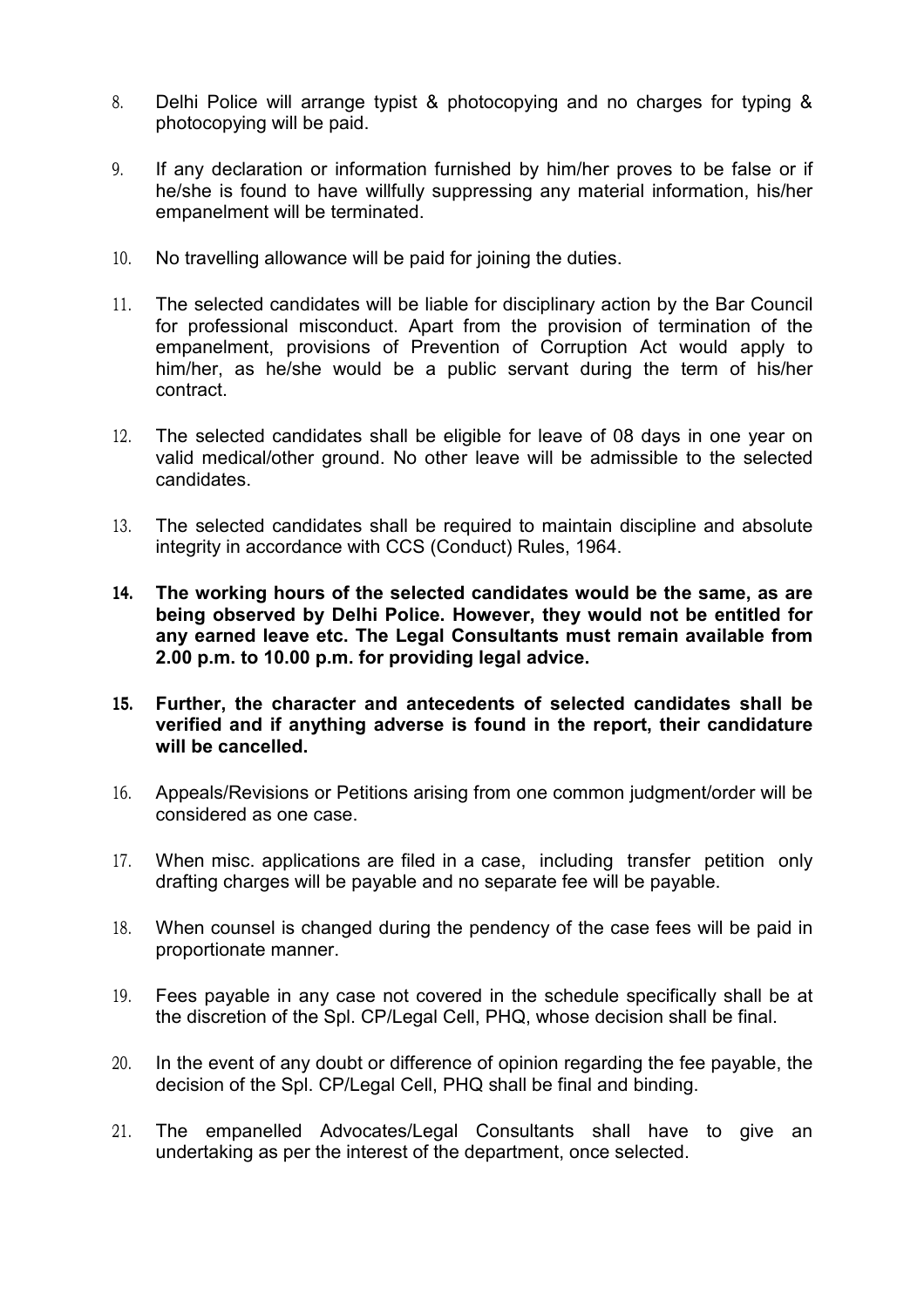8. Delhi Police will arrange typist & photocopying and no charges for typing & photocopying will be paid.

9. If any declaration or information furnished by him/her proves to be false or if he/she is found to have willfully suppressing any material information, his/her empanelment will be terminated.

10. No travelling allowance will be paid for joining the duties.

11. The selected candidates will be liable for disciplinary action by the Bar Council for professional misconduct. Apart from the provision of termination of the empanelment, provisions of Prevention of Corruption Act would apply to him/her, as he/she would be a public servant during the term of his/her contract.

12. The selected candidates shall be eligible for leave of 08 days in one year on valid medical/other ground. No other leave will be admissible to the selected candidates.

13. The selected candidates shall be required to maintain discipline and absolute integrity in accordance with CCS (Conduct) Rules, 1964.

14. **The working hours of the selected candidates would be the same, as are being observed by Delhi Police. However, they would not be entitled for any earned leave etc. The Legal Consultants must remain available from 2.00 p.m. to 10.00 p.m. for providing legal advice.**

15. **Further, the character and antecedents of selected candidates shall be verified and if anything adverse is found in the report, their candidature will be cancelled.**

16. Appeals/Revisions or Petitions arising from one common judgment/order will be considered as one case.

17. When misc. applications are filed in a case, including transfer petition only drafting charges will be payable and no separate fee will be payable.

18. When counsel is changed during the pendency of the case fees will be paid in proportionate manner.

19. Fees payable in any case not covered in the schedule specifically shall be at the discretion of the Spl. CP/Legal Cell, PHQ, whose decision shall be final.

20. In the event of any doubt or difference of opinion regarding the fee payable, the decision of the Spl. CP/Legal Cell, PHQ shall be final and binding.

21. The empanelled Advocates/Legal Consultants shall have to give an undertaking as per the interest of the department, once selected.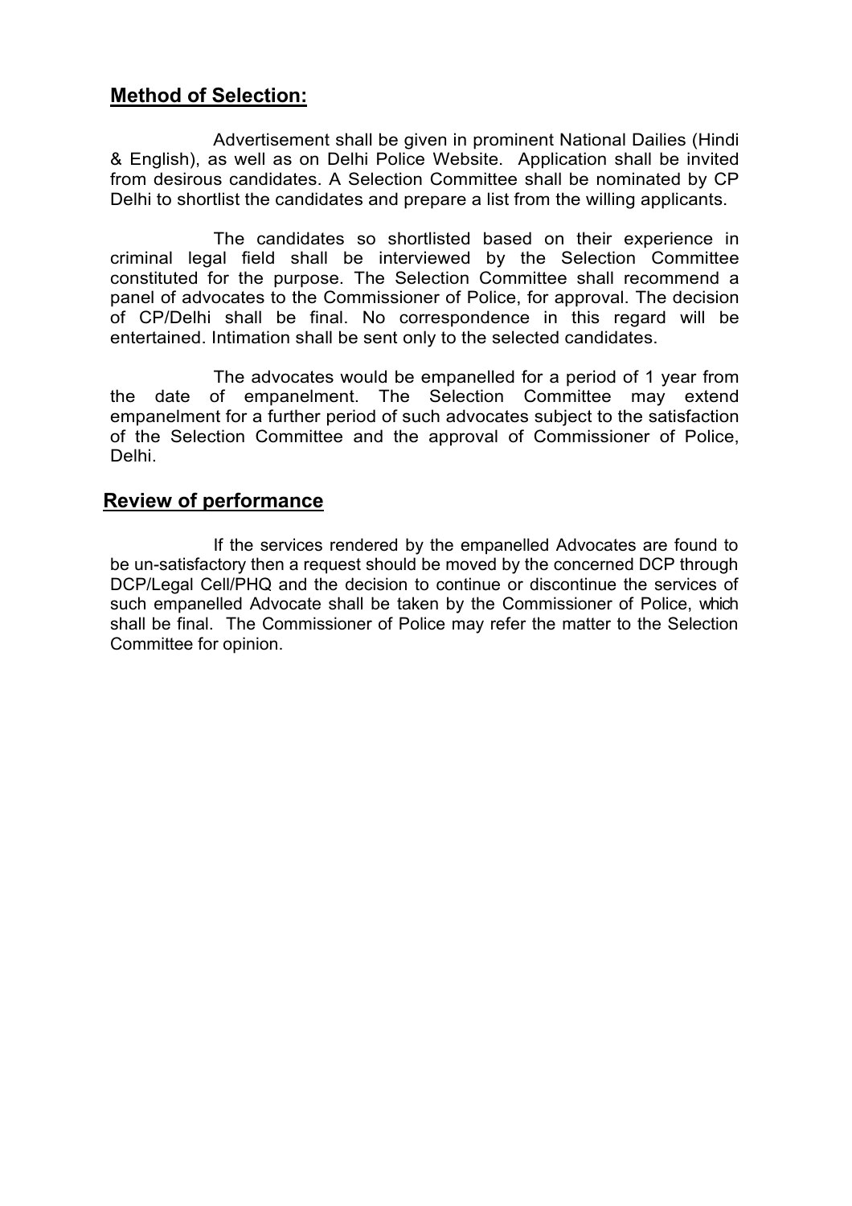## **Method of Selection:**

Advertisement shall be given in prominent National Dailies (Hindi & English), as well as on Delhi Police Website. Application shall be invited from desirous candidates. A Selection Committee shall be nominated by CP Delhi to shortlist the candidates and prepare a list from the willing applicants.

The candidates so shortlisted based on their experience in criminal legal field shall be interviewed by the Selection Committee constituted for the purpose. The Selection Committee shall recommend a panel of advocates to the Commissioner of Police, for approval. The decision of CP/Delhi shall be final. No correspondence in this regard will be entertained. Intimation shall be sent only to the selected candidates.

The advocates would be empanelled for a period of 1 year from the date of empanelment. The Selection Committee may extend empanelment for a further period of such advocates subject to the satisfaction of the Selection Committee and the approval of Commissioner of Police, Delhi.

## **Review of performance**

If the services rendered by the empanelled Advocates are found to be un-satisfactory then a request should be moved by the concerned DCP through DCP/Legal Cell/PHQ and the decision to continue or discontinue the services of such empanelled Advocate shall be taken by the Commissioner of Police, which shall be final. The Commissioner of Police may refer the matter to the Selection Committee for opinion.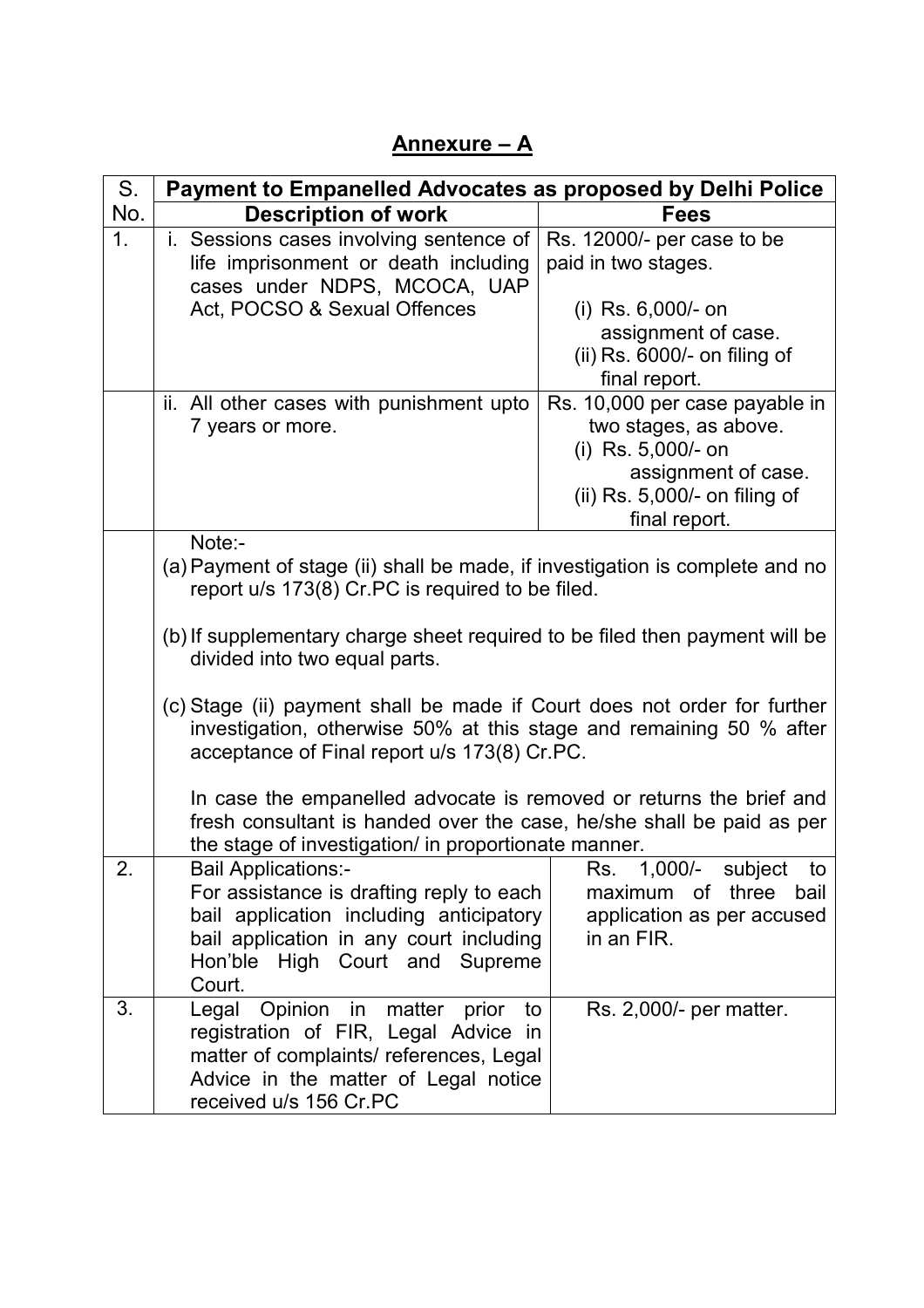## Annexure – A

| S. No. | Payment to Empanelled Advocates as proposed by Delhi Police | |
|---|---|---|
| | **Description of work** | **Fees** |
| 1. | i. Sessions cases involving sentence of life imprisonment or death including cases under NDPS, MCOCA, UAP Act, POCSO & Sexual Offences | Rs. 12000/- per case to be paid in two stages.<br>(i) Rs. 6,000/- on assignment of case.<br>(ii) Rs. 6000/- on filing of final report. |
| | ii. All other cases with punishment upto 7 years or more. | Rs. 10,000 per case payable in two stages, as above.<br>(i) Rs. 5,000/- on assignment of case.<br>(ii) Rs. 5,000/- on filing of final report. |
| | Note:-<br>(a) Payment of stage (ii) shall be made, if investigation is complete and no report u/s 173(8) Cr.PC is required to be filed.<br>(b) If supplementary charge sheet required to be filed then payment will be divided into two equal parts.<br>(c) Stage (ii) payment shall be made if Court does not order for further investigation, otherwise 50% at this stage and remaining 50 % after acceptance of Final report u/s 173(8) Cr.PC.<br>In case the empanelled advocate is removed or returns the brief and fresh consultant is handed over the case, he/she shall be paid as per the stage of investigation/ in proportionate manner. | |
| 2. | Bail Applications:-<br>For assistance is drafting reply to each bail application including anticipatory bail application in any court including Hon'ble High Court and Supreme Court. | Rs. 1,000/- subject to maximum of three bail application as per accused in an FIR. |
| 3. | Legal Opinion in matter prior to registration of FIR, Legal Advice in matter of complaints/ references, Legal Advice in the matter of Legal notice received u/s 156 Cr.PC | Rs. 2,000/- per matter. |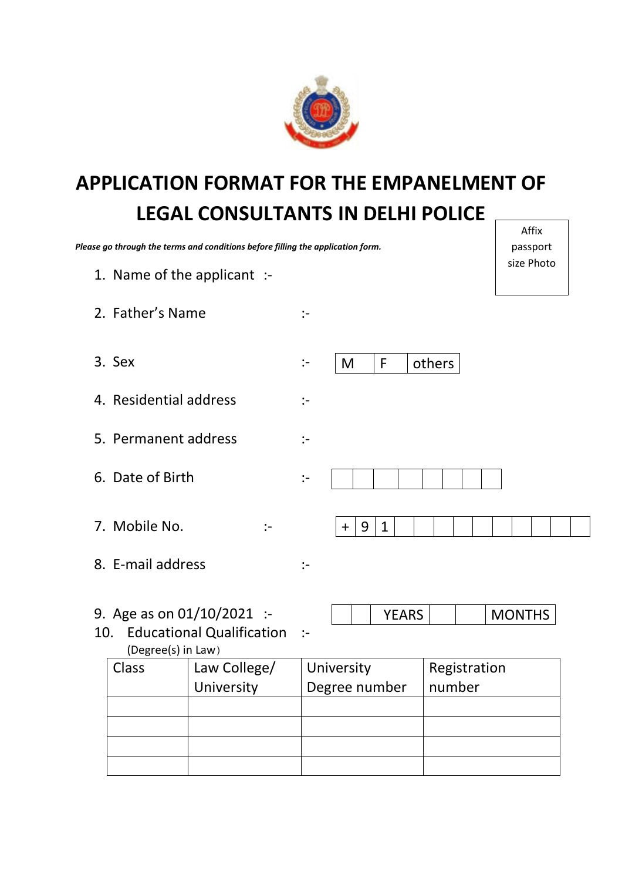# APPLICATION FORMAT FOR THE EMPANELMENT OF LEGAL CONSULTANTS IN DELHI POLICE

Affix passport size Photo

***Please go through the terms and conditions before filling the application form.***

1. Name of the applicant :-
2. Father's Name :-
3. Sex :-

| M | F | others |
|---|---|---|

4. Residential address :-
5. Permanent address :-
6. Date of Birth :-

| | | | | | | | |
|---|---|---|---|---|---|---|---|

7. Mobile No. :-

| + | 9 | 1 | | | | | | | | | |
|---|---|---|---|---|---|---|---|---|---|---|---|

8. E-mail address :-
9. Age as on 01/10/2021 :-

| | | YEARS | | | MONTHS |
|---|---|---|---|---|---|

10. Educational Qualification :-
(Degree(s) in Law)

| Class | Law College/ University | University Degree number | Registration number |
|---|---|---|---|
| | | | |
| | | | |
| | | | |
| | | | |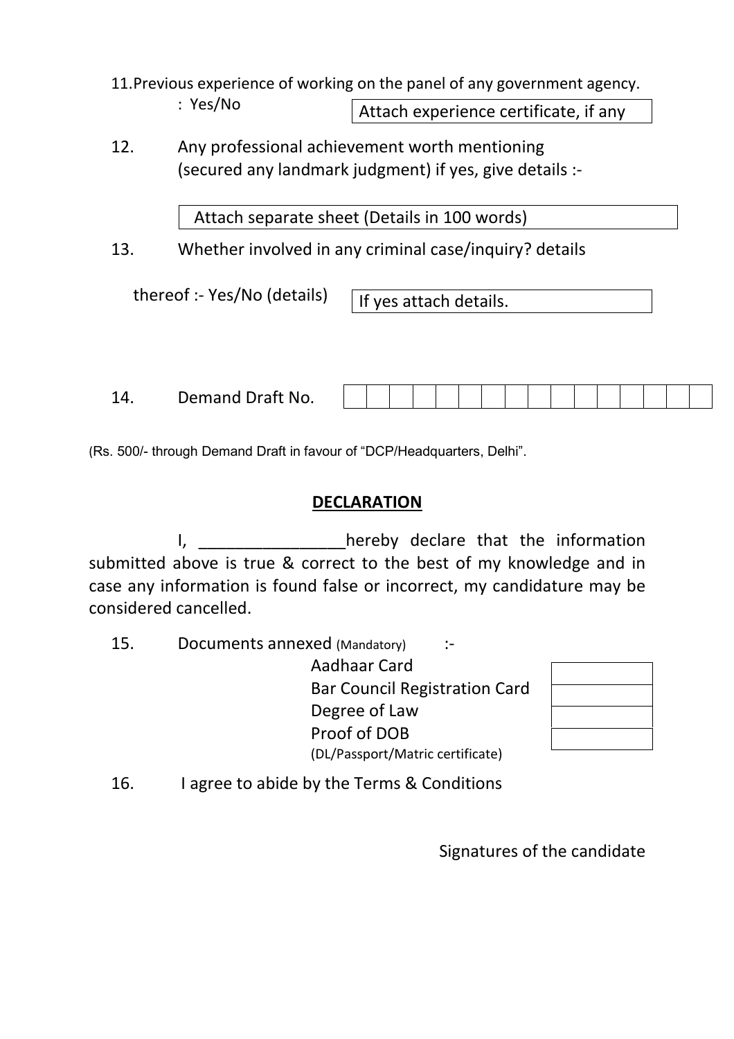11. Previous experience of working on the panel of any government agency.

    : Yes/No — Attach experience certificate, if any

12. Any professional achievement worth mentioning (secured any landmark judgment) if yes, give details :-

    Attach separate sheet (Details in 100 words)

13. Whether involved in any criminal case/inquiry? details thereof :- Yes/No (details) — If yes attach details.

14. Demand Draft No. | | | | | | | | | | | | | | | | |

(Rs. 500/- through Demand Draft in favour of "DCP/Headquarters, Delhi".

**DECLARATION**

I, ________________hereby declare that the information submitted above is true & correct to the best of my knowledge and in case any information is found false or incorrect, my candidature may be considered cancelled.

15. Documents annexed (Mandatory) :-

| | |
|---|---|
| Aadhaar Card | |
| Bar Council Registration Card | |
| Degree of Law | |
| Proof of DOB (DL/Passport/Matric certificate) | |

16. I agree to abide by the Terms & Conditions

Signatures of the candidate